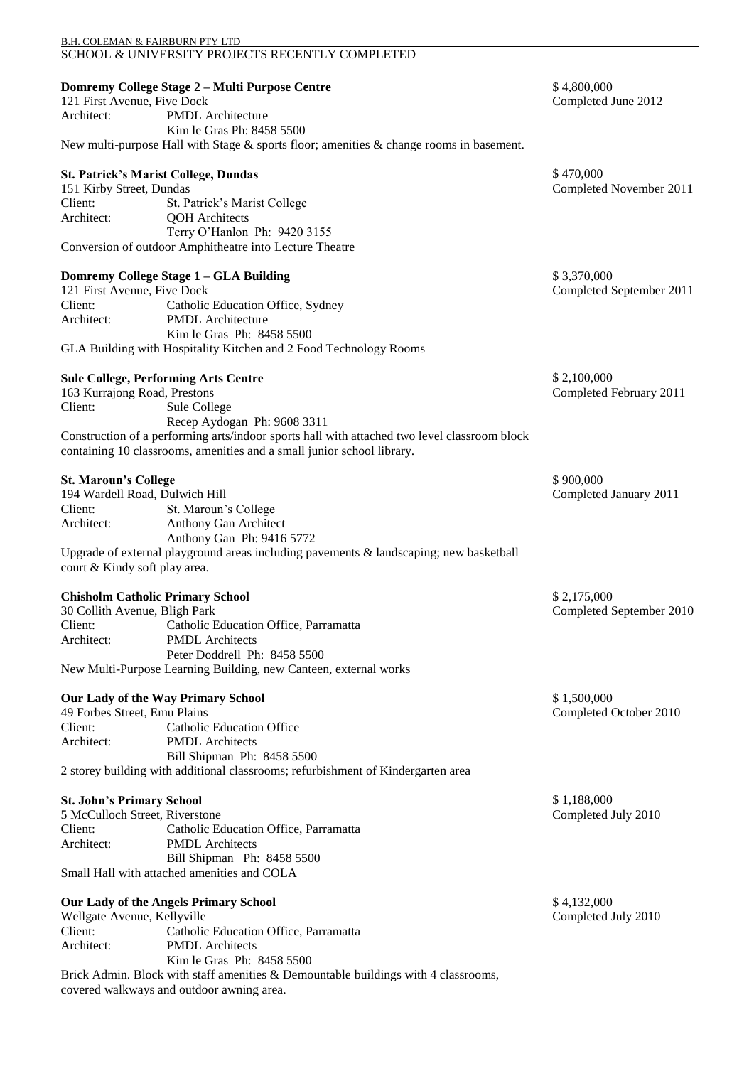B.H. COLEMAN & FAIRBURN PTY LTD

# SCHOOL & UNIVERSITY PROJECTS RECENTLY COMPLETED

**Domremy College Stage 2 – Multi Purpose Centre**
121 First Avenue, Five Dock
Architect: PMDL Architecture
Kim le Gras Ph: 8458 5500
New multi-purpose Hall with Stage & sports floor; amenities & change rooms in basement.

$ 4,800,000
Completed June 2012

**St. Patrick's Marist College, Dundas**
151 Kirby Street, Dundas
Client: St. Patrick's Marist College
Architect: QOH Architects
Terry O'Hanlon Ph: 9420 3155
Conversion of outdoor Amphitheatre into Lecture Theatre

$ 470,000
Completed November 2011

**Domremy College Stage 1 – GLA Building**
121 First Avenue, Five Dock
Client: Catholic Education Office, Sydney
Architect: PMDL Architecture
Kim le Gras Ph: 8458 5500
GLA Building with Hospitality Kitchen and 2 Food Technology Rooms

$ 3,370,000
Completed September 2011

**Sule College, Performing Arts Centre**
163 Kurrajong Road, Prestons
Client: Sule College
Recep Aydogan Ph: 9608 3311
Construction of a performing arts/indoor sports hall with attached two level classroom block containing 10 classrooms, amenities and a small junior school library.

$ 2,100,000
Completed February 2011

**St. Maroun's College**
194 Wardell Road, Dulwich Hill
Client: St. Maroun's College
Architect: Anthony Gan Architect
Anthony Gan Ph: 9416 5772
Upgrade of external playground areas including pavements & landscaping; new basketball court & Kindy soft play area.

$ 900,000
Completed January 2011

**Chisholm Catholic Primary School**
30 Collith Avenue, Bligh Park
Client: Catholic Education Office, Parramatta
Architect: PMDL Architects
Peter Doddrell Ph: 8458 5500
New Multi-Purpose Learning Building, new Canteen, external works

$ 2,175,000
Completed September 2010

**Our Lady of the Way Primary School**
49 Forbes Street, Emu Plains
Client: Catholic Education Office
Architect: PMDL Architects
Bill Shipman Ph: 8458 5500
2 storey building with additional classrooms; refurbishment of Kindergarten area

$ 1,500,000
Completed October 2010

**St. John's Primary School**
5 McCulloch Street, Riverstone
Client: Catholic Education Office, Parramatta
Architect: PMDL Architects
Bill Shipman Ph: 8458 5500
Small Hall with attached amenities and COLA

$ 1,188,000
Completed July 2010

**Our Lady of the Angels Primary School**
Wellgate Avenue, Kellyville
Client: Catholic Education Office, Parramatta
Architect: PMDL Architects
Kim le Gras Ph: 8458 5500
Brick Admin. Block with staff amenities & Demountable buildings with 4 classrooms, covered walkways and outdoor awning area.

$ 4,132,000
Completed July 2010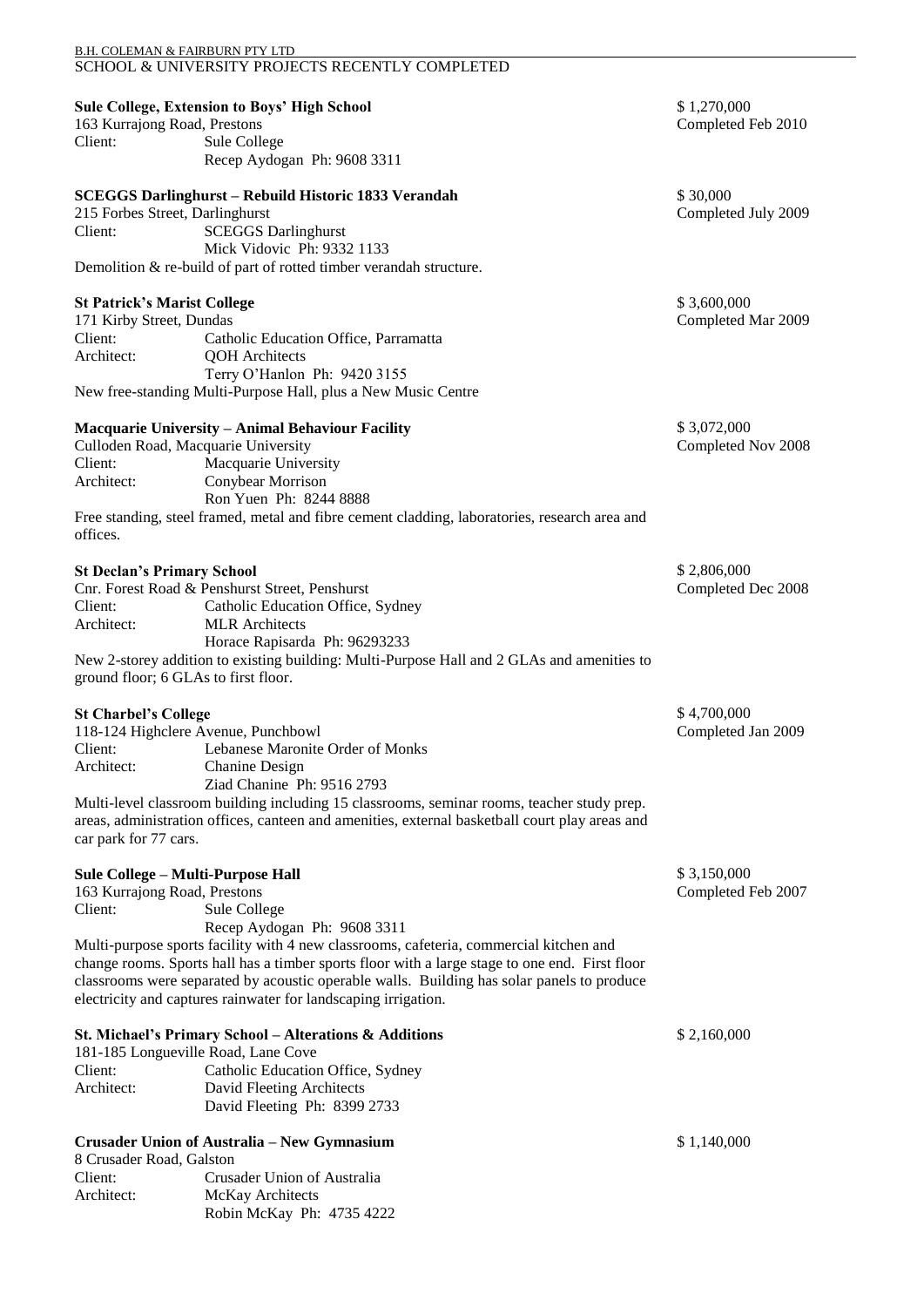B.H. COLEMAN & FAIRBURN PTY LTD
SCHOOL & UNIVERSITY PROJECTS RECENTLY COMPLETED

**Sule College, Extension to Boys' High School**
163 Kurrajong Road, Prestons
Client: Sule College
Recep Aydogan Ph: 9608 3311

$ 1,270,000
Completed Feb 2010

**SCEGGS Darlinghurst – Rebuild Historic 1833 Verandah**
215 Forbes Street, Darlinghurst
Client: SCEGGS Darlinghurst
Mick Vidovic Ph: 9332 1133
Demolition & re-build of part of rotted timber verandah structure.

$ 30,000
Completed July 2009

**St Patrick's Marist College**
171 Kirby Street, Dundas
Client: Catholic Education Office, Parramatta
Architect: QOH Architects
Terry O'Hanlon Ph: 9420 3155
New free-standing Multi-Purpose Hall, plus a New Music Centre

$ 3,600,000
Completed Mar 2009

**Macquarie University – Animal Behaviour Facility**
Culloden Road, Macquarie University
Client: Macquarie University
Architect: Conybear Morrison
Ron Yuen Ph: 8244 8888
Free standing, steel framed, metal and fibre cement cladding, laboratories, research area and offices.

$ 3,072,000
Completed Nov 2008

**St Declan's Primary School**
Cnr. Forest Road & Penshurst Street, Penshurst
Client: Catholic Education Office, Sydney
Architect: MLR Architects
Horace Rapisarda Ph: 96293233
New 2-storey addition to existing building: Multi-Purpose Hall and 2 GLAs and amenities to ground floor; 6 GLAs to first floor.

$ 2,806,000
Completed Dec 2008

**St Charbel's College**
118-124 Highclere Avenue, Punchbowl
Client: Lebanese Maronite Order of Monks
Architect: Chanine Design
Ziad Chanine Ph: 9516 2793
Multi-level classroom building including 15 classrooms, seminar rooms, teacher study prep. areas, administration offices, canteen and amenities, external basketball court play areas and car park for 77 cars.

$ 4,700,000
Completed Jan 2009

**Sule College – Multi-Purpose Hall**
163 Kurrajong Road, Prestons
Client: Sule College
Recep Aydogan Ph: 9608 3311
Multi-purpose sports facility with 4 new classrooms, cafeteria, commercial kitchen and change rooms. Sports hall has a timber sports floor with a large stage to one end. First floor classrooms were separated by acoustic operable walls. Building has solar panels to produce electricity and captures rainwater for landscaping irrigation.

$ 3,150,000
Completed Feb 2007

**St. Michael's Primary School – Alterations & Additions**
181-185 Longueville Road, Lane Cove
Client: Catholic Education Office, Sydney
Architect: David Fleeting Architects
David Fleeting Ph: 8399 2733

$ 2,160,000

**Crusader Union of Australia – New Gymnasium**
8 Crusader Road, Galston
Client: Crusader Union of Australia
Architect: McKay Architects
Robin McKay Ph: 4735 4222

$ 1,140,000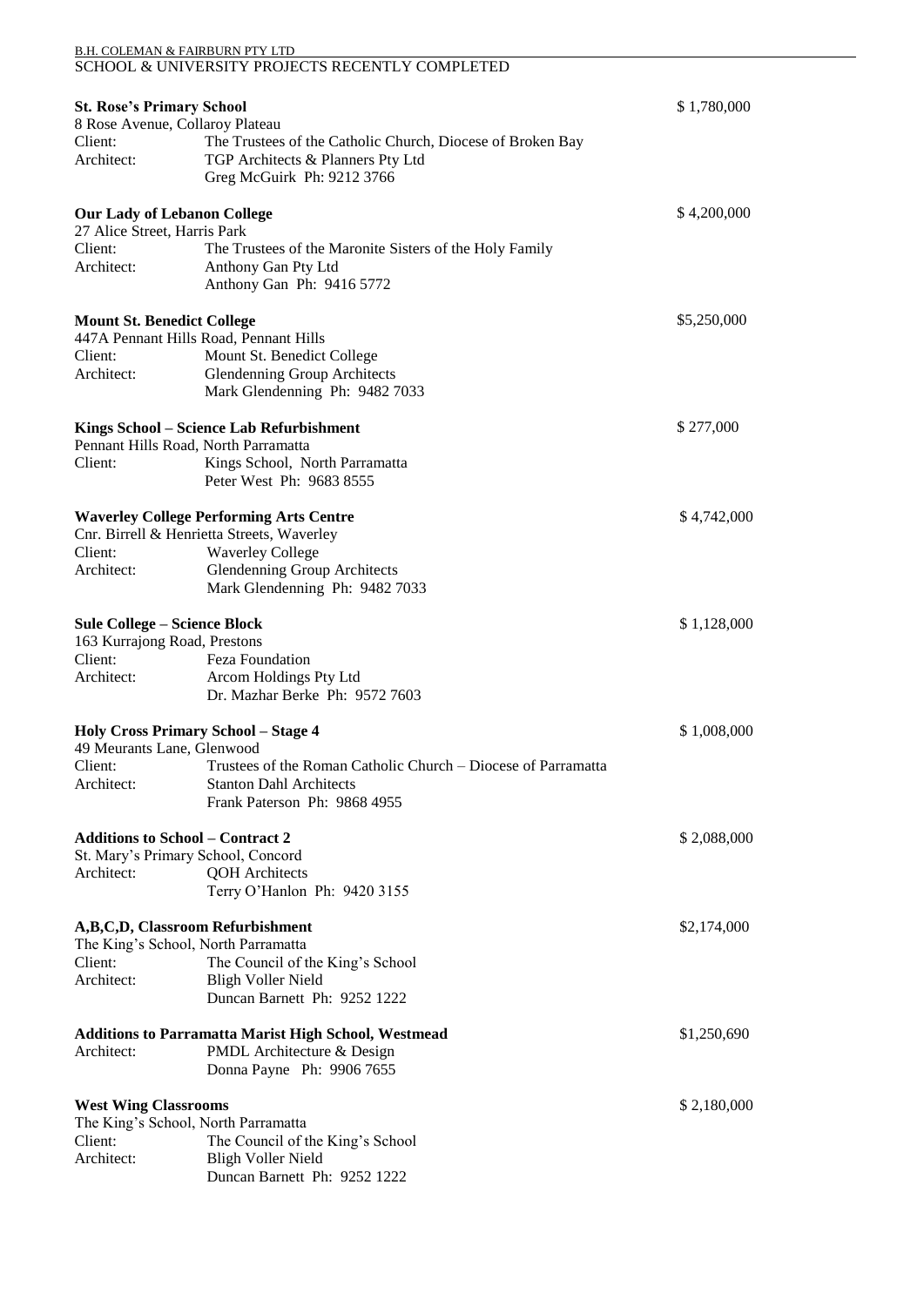B.H. COLEMAN & FAIRBURN PTY LTD

# SCHOOL & UNIVERSITY PROJECTS RECENTLY COMPLETED

**St. Rose's Primary School** — $ 1,780,000
8 Rose Avenue, Collaroy Plateau
Client: The Trustees of the Catholic Church, Diocese of Broken Bay
Architect: TGP Architects & Planners Pty Ltd
Greg McGuirk Ph: 9212 3766

**Our Lady of Lebanon College** — $ 4,200,000
27 Alice Street, Harris Park
Client: The Trustees of the Maronite Sisters of the Holy Family
Architect: Anthony Gan Pty Ltd
Anthony Gan Ph: 9416 5772

**Mount St. Benedict College** — $5,250,000
447A Pennant Hills Road, Pennant Hills
Client: Mount St. Benedict College
Architect: Glendenning Group Architects
Mark Glendenning Ph: 9482 7033

**Kings School – Science Lab Refurbishment** — $ 277,000
Pennant Hills Road, North Parramatta
Client: Kings School, North Parramatta
Peter West Ph: 9683 8555

**Waverley College Performing Arts Centre** — $ 4,742,000
Cnr. Birrell & Henrietta Streets, Waverley
Client: Waverley College
Architect: Glendenning Group Architects
Mark Glendenning Ph: 9482 7033

**Sule College – Science Block** — $ 1,128,000
163 Kurrajong Road, Prestons
Client: Feza Foundation
Architect: Arcom Holdings Pty Ltd
Dr. Mazhar Berke Ph: 9572 7603

**Holy Cross Primary School – Stage 4** — $ 1,008,000
49 Meurants Lane, Glenwood
Client: Trustees of the Roman Catholic Church – Diocese of Parramatta
Architect: Stanton Dahl Architects
Frank Paterson Ph: 9868 4955

**Additions to School – Contract 2** — $ 2,088,000
St. Mary's Primary School, Concord
Architect: QOH Architects
Terry O'Hanlon Ph: 9420 3155

**A,B,C,D, Classroom Refurbishment** — $2,174,000
The King's School, North Parramatta
Client: The Council of the King's School
Architect: Bligh Voller Nield
Duncan Barnett Ph: 9252 1222

**Additions to Parramatta Marist High School, Westmead** — $1,250,690
Architect: PMDL Architecture & Design
Donna Payne Ph: 9906 7655

**West Wing Classrooms** — $ 2,180,000
The King's School, North Parramatta
Client: The Council of the King's School
Architect: Bligh Voller Nield
Duncan Barnett Ph: 9252 1222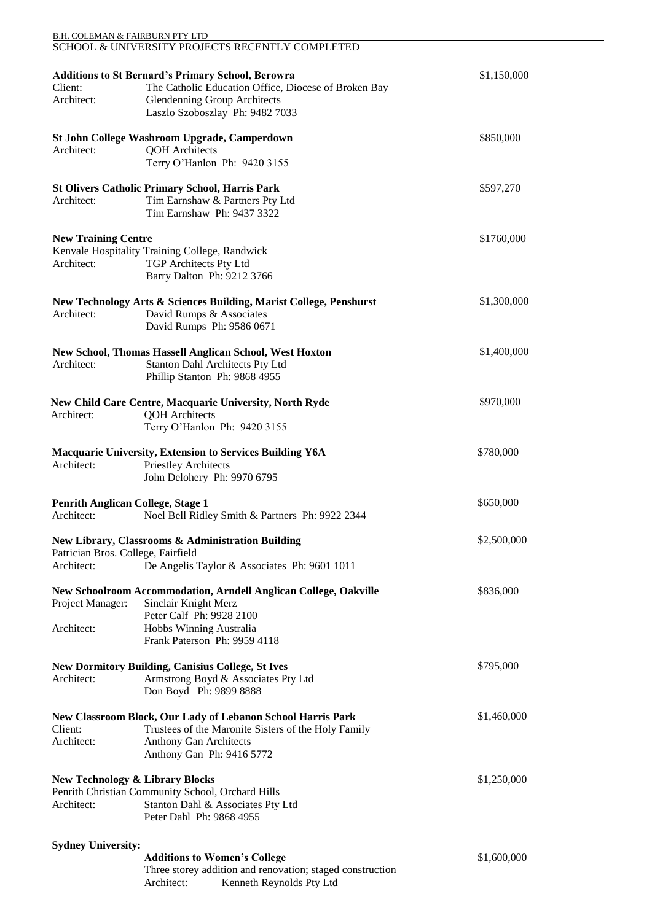B.H. COLEMAN & FAIRBURN PTY LTD

SCHOOL & UNIVERSITY PROJECTS RECENTLY COMPLETED

**Additions to St Bernard's Primary School, Berowra** — $1,150,000

Client: The Catholic Education Office, Diocese of Broken Bay

Architect: Glendenning Group Architects
Laszlo Szoboszlay Ph: 9482 7033

**St John College Washroom Upgrade, Camperdown** — $850,000

Architect: QOH Architects
Terry O'Hanlon Ph: 9420 3155

**St Olivers Catholic Primary School, Harris Park** — $597,270

Architect: Tim Earnshaw & Partners Pty Ltd
Tim Earnshaw Ph: 9437 3322

**New Training Centre** — $1760,000

Kenvale Hospitality Training College, Randwick

Architect: TGP Architects Pty Ltd
Barry Dalton Ph: 9212 3766

**New Technology Arts & Sciences Building, Marist College, Penshurst** — $1,300,000

Architect: David Rumps & Associates
David Rumps Ph: 9586 0671

**New School, Thomas Hassell Anglican School, West Hoxton** — $1,400,000

Architect: Stanton Dahl Architects Pty Ltd
Phillip Stanton Ph: 9868 4955

**New Child Care Centre, Macquarie University, North Ryde** — $970,000

Architect: QOH Architects
Terry O'Hanlon Ph: 9420 3155

**Macquarie University, Extension to Services Building Y6A** — $780,000

Architect: Priestley Architects
John Delohery Ph: 9970 6795

**Penrith Anglican College, Stage 1** — $650,000

Architect: Noel Bell Ridley Smith & Partners Ph: 9922 2344

**New Library, Classrooms & Administration Building** — $2,500,000

Patrician Bros. College, Fairfield

Architect: De Angelis Taylor & Associates Ph: 9601 1011

**New Schoolroom Accommodation, Arndell Anglican College, Oakville** — $836,000

Project Manager: Sinclair Knight Merz
Peter Calf Ph: 9928 2100

Architect: Hobbs Winning Australia
Frank Paterson Ph: 9959 4118

**New Dormitory Building, Canisius College, St Ives** — $795,000

Architect: Armstrong Boyd & Associates Pty Ltd
Don Boyd Ph: 9899 8888

**New Classroom Block, Our Lady of Lebanon School Harris Park** — $1,460,000

Client: Trustees of the Maronite Sisters of the Holy Family

Architect: Anthony Gan Architects
Anthony Gan Ph: 9416 5772

**New Technology & Library Blocks** — $1,250,000

Penrith Christian Community School, Orchard Hills

Architect: Stanton Dahl & Associates Pty Ltd
Peter Dahl Ph: 9868 4955

**Sydney University:**

**Additions to Women's College** — $1,600,000

Three storey addition and renovation; staged construction

Architect: Kenneth Reynolds Pty Ltd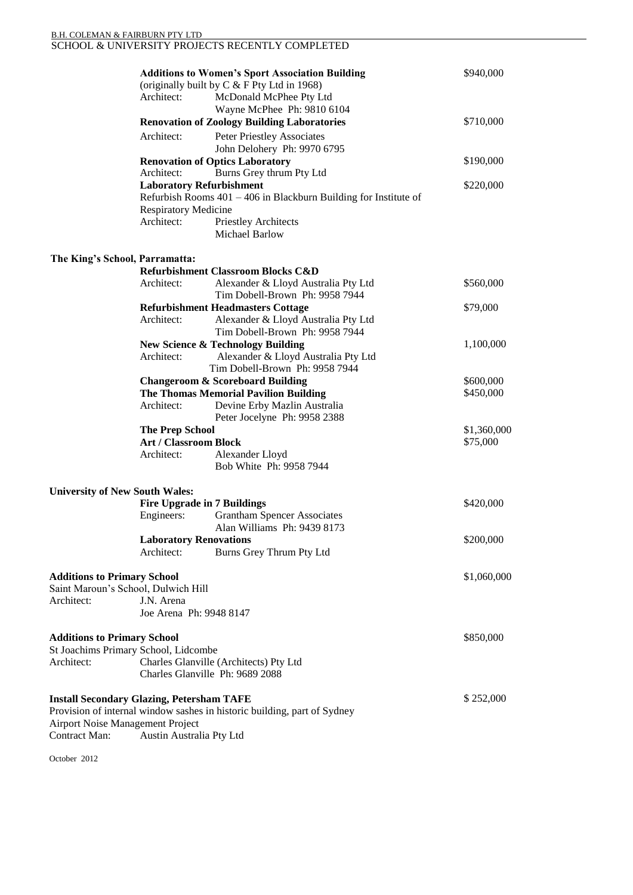B.H. COLEMAN & FAIRBURN PTY LTD
SCHOOL & UNIVERSITY PROJECTS RECENTLY COMPLETED

| | | | |
|---|---|---|---|
| | **Additions to Women's Sport Association Building** (originally built by C & F Pty Ltd in 1968) | | $940,000 |
| | Architect: | McDonald McPhee Pty Ltd<br>Wayne McPhee Ph: 9810 6104 | |
| | **Renovation of Zoology Building Laboratories** | | $710,000 |
| | Architect: | Peter Priestley Associates<br>John Delohery Ph: 9970 6795 | |
| | **Renovation of Optics Laboratory** | | $190,000 |
| | Architect: | Burns Grey thrum Pty Ltd | |
| | **Laboratory Refurbishment**<br>Refurbish Rooms 401 – 406 in Blackburn Building for Institute of Respiratory Medicine | | $220,000 |
| | Architect: | Priestley Architects<br>Michael Barlow | |
| **The King's School, Parramatta:** | | | |
| | **Refurbishment Classroom Blocks C&D** | | |
| | Architect: | Alexander & Lloyd Australia Pty Ltd<br>Tim Dobell-Brown Ph: 9958 7944 | $560,000 |
| | **Refurbishment Headmasters Cottage** | | $79,000 |
| | Architect: | Alexander & Lloyd Australia Pty Ltd<br>Tim Dobell-Brown Ph: 9958 7944 | |
| | **New Science & Technology Building** | | 1,100,000 |
| | Architect: | Alexander & Lloyd Australia Pty Ltd<br>Tim Dobell-Brown Ph: 9958 7944 | |
| | **Changeroom & Scoreboard Building** | | $600,000 |
| | **The Thomas Memorial Pavilion Building** | | $450,000 |
| | Architect: | Devine Erby Mazlin Australia<br>Peter Jocelyne Ph: 9958 2388 | |
| | **The Prep School** | | $1,360,000 |
| | **Art / Classroom Block** | | $75,000 |
| | Architect: | Alexander Lloyd<br>Bob White Ph: 9958 7944 | |
| **University of New South Wales:** | | | |
| | **Fire Upgrade in 7 Buildings** | | $420,000 |
| | Engineers: | Grantham Spencer Associates<br>Alan Williams Ph: 9439 8173 | |
| | **Laboratory Renovations** | | $200,000 |
| | Architect: | Burns Grey Thrum Pty Ltd | |

**Additions to Primary School** — $1,060,000
Saint Maroun's School, Dulwich Hill
Architect: J.N. Arena
Joe Arena Ph: 9948 8147

**Additions to Primary School** — $850,000
St Joachims Primary School, Lidcombe
Architect: Charles Glanville (Architects) Pty Ltd
Charles Glanville Ph: 9689 2088

**Install Secondary Glazing, Petersham TAFE** — $ 252,000
Provision of internal window sashes in historic building, part of Sydney Airport Noise Management Project
Contract Man: Austin Australia Pty Ltd

October 2012